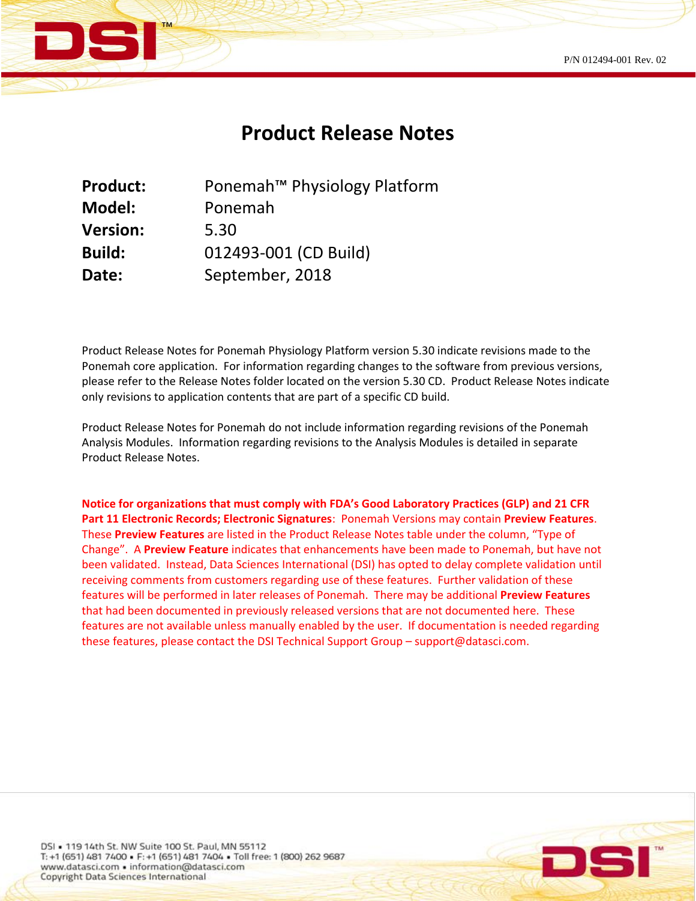P/N 012494-001 Rev. 02

# Product Release Notes

| | |
|---|---|
| **Product:** | Ponemah™ Physiology Platform |
| **Model:** | Ponemah |
| **Version:** | 5.30 |
| **Build:** | 012493-001 (CD Build) |
| **Date:** | September, 2018 |

Product Release Notes for Ponemah Physiology Platform version 5.30 indicate revisions made to the Ponemah core application. For information regarding changes to the software from previous versions, please refer to the Release Notes folder located on the version 5.30 CD. Product Release Notes indicate only revisions to application contents that are part of a specific CD build.

Product Release Notes for Ponemah do not include information regarding revisions of the Ponemah Analysis Modules. Information regarding revisions to the Analysis Modules is detailed in separate Product Release Notes.

**Notice for organizations that must comply with FDA's Good Laboratory Practices (GLP) and 21 CFR Part 11 Electronic Records; Electronic Signatures**: Ponemah Versions may contain **Preview Features**. These **Preview Features** are listed in the Product Release Notes table under the column, "Type of Change". A **Preview Feature** indicates that enhancements have been made to Ponemah, but have not been validated. Instead, Data Sciences International (DSI) has opted to delay complete validation until receiving comments from customers regarding use of these features. Further validation of these features will be performed in later releases of Ponemah. There may be additional **Preview Features** that had been documented in previously released versions that are not documented here. These features are not available unless manually enabled by the user. If documentation is needed regarding these features, please contact the DSI Technical Support Group – support@datasci.com.

DSI • 119 14th St. NW Suite 100 St. Paul, MN 55112
T: +1 (651) 481 7400 • F: +1 (651) 481 7404 • Toll free: 1 (800) 262 9687
www.datasci.com • information@datasci.com
Copyright Data Sciences International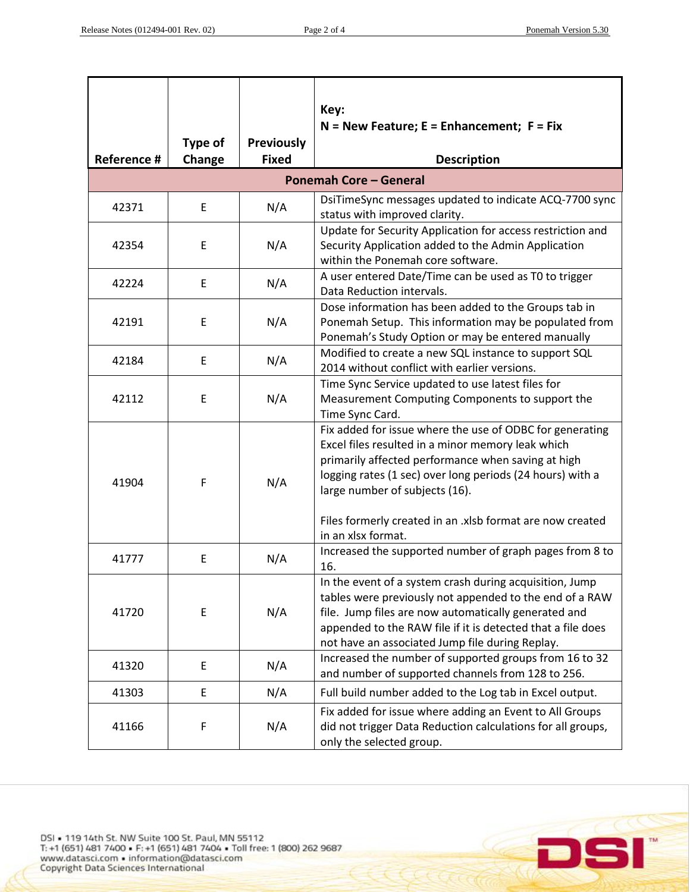| Reference # | Type of Change | Previously Fixed | Key:<br>N = New Feature; E = Enhancement; F = Fix<br><br>Description |
|---|---|---|---|
| **Ponemah Core – General** | | | |
| 42371 | E | N/A | DsiTimeSync messages updated to indicate ACQ-7700 sync status with improved clarity. |
| 42354 | E | N/A | Update for Security Application for access restriction and Security Application added to the Admin Application within the Ponemah core software. |
| 42224 | E | N/A | A user entered Date/Time can be used as T0 to trigger Data Reduction intervals. |
| 42191 | E | N/A | Dose information has been added to the Groups tab in Ponemah Setup. This information may be populated from Ponemah's Study Option or may be entered manually |
| 42184 | E | N/A | Modified to create a new SQL instance to support SQL 2014 without conflict with earlier versions. |
| 42112 | E | N/A | Time Sync Service updated to use latest files for Measurement Computing Components to support the Time Sync Card. |
| 41904 | F | N/A | Fix added for issue where the use of ODBC for generating Excel files resulted in a minor memory leak which primarily affected performance when saving at high logging rates (1 sec) over long periods (24 hours) with a large number of subjects (16).<br><br>Files formerly created in an .xlsb format are now created in an xlsx format. |
| 41777 | E | N/A | Increased the supported number of graph pages from 8 to 16. |
| 41720 | E | N/A | In the event of a system crash during acquisition, Jump tables were previously not appended to the end of a RAW file. Jump files are now automatically generated and appended to the RAW file if it is detected that a file does not have an associated Jump file during Replay. |
| 41320 | E | N/A | Increased the number of supported groups from 16 to 32 and number of supported channels from 128 to 256. |
| 41303 | E | N/A | Full build number added to the Log tab in Excel output. |
| 41166 | F | N/A | Fix added for issue where adding an Event to All Groups did not trigger Data Reduction calculations for all groups, only the selected group. |

DSI • 119 14th St. NW Suite 100 St. Paul, MN 55112
T: +1 (651) 481 7400 • F: +1 (651) 481 7404 • Toll free: 1 (800) 262 9687
www.datasci.com • information@datasci.com
Copyright Data Sciences International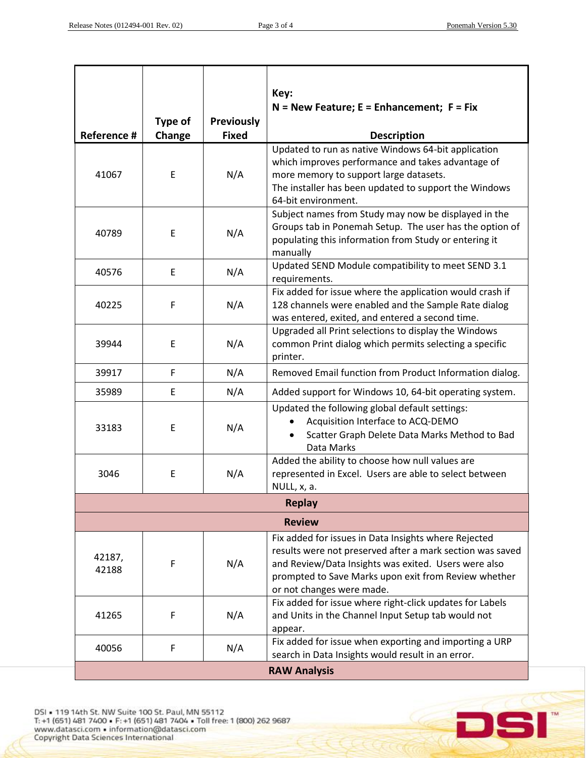| Reference # | Type of Change | Previously Fixed | Key: N = New Feature; E = Enhancement; F = Fix<br><br>Description |
|---|---|---|---|
| 41067 | E | N/A | Updated to run as native Windows 64-bit application which improves performance and takes advantage of more memory to support large datasets.<br>The installer has been updated to support the Windows 64-bit environment. |
| 40789 | E | N/A | Subject names from Study may now be displayed in the Groups tab in Ponemah Setup. The user has the option of populating this information from Study or entering it manually |
| 40576 | E | N/A | Updated SEND Module compatibility to meet SEND 3.1 requirements. |
| 40225 | F | N/A | Fix added for issue where the application would crash if 128 channels were enabled and the Sample Rate dialog was entered, exited, and entered a second time. |
| 39944 | E | N/A | Upgraded all Print selections to display the Windows common Print dialog which permits selecting a specific printer. |
| 39917 | F | N/A | Removed Email function from Product Information dialog. |
| 35989 | E | N/A | Added support for Windows 10, 64-bit operating system. |
| 33183 | E | N/A | Updated the following global default settings:<br>• Acquisition Interface to ACQ-DEMO<br>• Scatter Graph Delete Data Marks Method to Bad Data Marks |
| 3046 | E | N/A | Added the ability to choose how null values are represented in Excel. Users are able to select between NULL, x, a. |
| **Replay** | | | |
| **Review** | | | |
| 42187, 42188 | F | N/A | Fix added for issues in Data Insights where Rejected results were not preserved after a mark section was saved and Review/Data Insights was exited. Users were also prompted to Save Marks upon exit from Review whether or not changes were made. |
| 41265 | F | N/A | Fix added for issue where right-click updates for Labels and Units in the Channel Input Setup tab would not appear. |
| 40056 | F | N/A | Fix added for issue when exporting and importing a URP search in Data Insights would result in an error. |
| **RAW Analysis** | | | |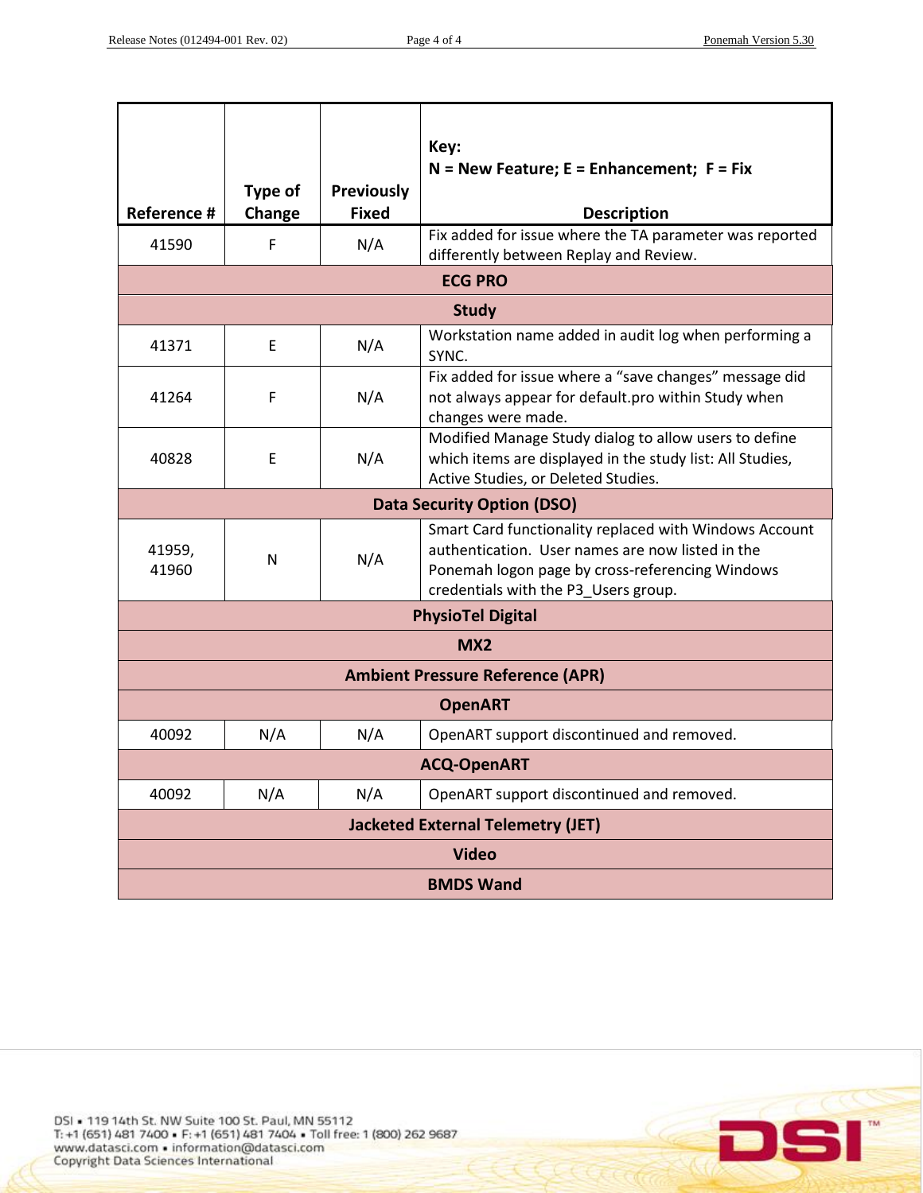| Reference # | Type of Change | Previously Fixed | Key:<br>N = New Feature; E = Enhancement; F = Fix<br><br>Description |
|---|---|---|---|
| 41590 | F | N/A | Fix added for issue where the TA parameter was reported differently between Replay and Review. |
| **ECG PRO** | | | |
| **Study** | | | |
| 41371 | E | N/A | Workstation name added in audit log when performing a SYNC. |
| 41264 | F | N/A | Fix added for issue where a "save changes" message did not always appear for default.pro within Study when changes were made. |
| 40828 | E | N/A | Modified Manage Study dialog to allow users to define which items are displayed in the study list: All Studies, Active Studies, or Deleted Studies. |
| **Data Security Option (DSO)** | | | |
| 41959, 41960 | N | N/A | Smart Card functionality replaced with Windows Account authentication. User names are now listed in the Ponemah logon page by cross-referencing Windows credentials with the P3_Users group. |
| **PhysioTel Digital** | | | |
| **MX2** | | | |
| **Ambient Pressure Reference (APR)** | | | |
| **OpenART** | | | |
| 40092 | N/A | N/A | OpenART support discontinued and removed. |
| **ACQ-OpenART** | | | |
| 40092 | N/A | N/A | OpenART support discontinued and removed. |
| **Jacketed External Telemetry (JET)** | | | |
| **Video** | | | |
| **BMDS Wand** | | | |

DSI • 119 14th St. NW Suite 100 St. Paul, MN 55112
T: +1 (651) 481 7400 • F: +1 (651) 481 7404 • Toll free: 1 (800) 262 9687
www.datasci.com • information@datasci.com
Copyright Data Sciences International